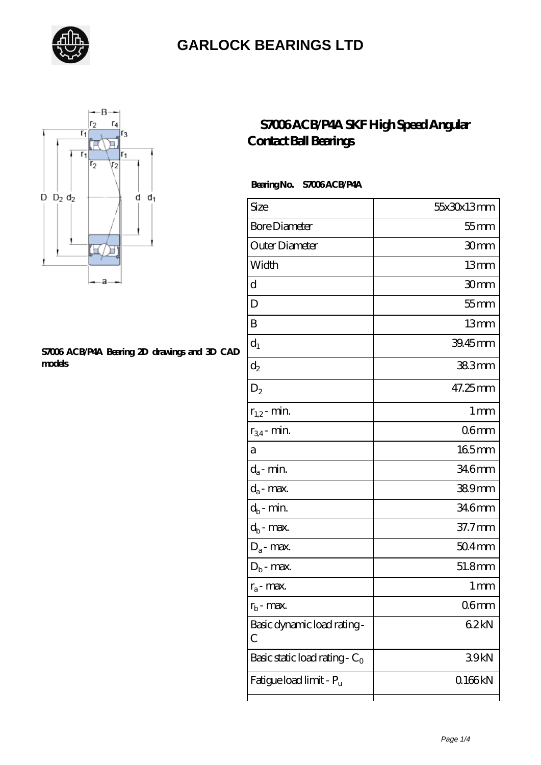# GARLOCK BEARINGS LTD

## S7006 ACB/P4A SKF High Speed Angular Contact Ball Bearings

S7006 ACB/P4A Bearing 2D drawings and 3D CAD models

**Bearing No.** S7006 ACB/P4A

| Size | 55x30x13 mm |
|---|---|
| Bore Diameter | 55 mm |
| Outer Diameter | 30 mm |
| Width | 13 mm |
| d | 30 mm |
| D | 55 mm |
| B | 13 mm |
| $d_1$ | 39.45 mm |
| $d_2$ | 38.3 mm |
| $D_2$ | 47.25 mm |
| $r_{1,2}$ - min. | 1 mm |
| $r_{3,4}$ - min. | 0.6 mm |
| a | 16.5 mm |
| $d_a$ - min. | 34.6 mm |
| $d_a$ - max. | 38.9 mm |
| $d_b$ - min. | 34.6 mm |
| $d_b$ - max. | 37.7 mm |
| $D_a$ - max. | 50.4 mm |
| $D_b$ - max. | 51.8 mm |
| $r_a$ - max. | 1 mm |
| $r_b$ - max. | 0.6 mm |
| Basic dynamic load rating - C | 6.2 kN |
| Basic static load rating - $C_0$ | 3.9 kN |
| Fatigue load limit - $P_u$ | 0.166 kN |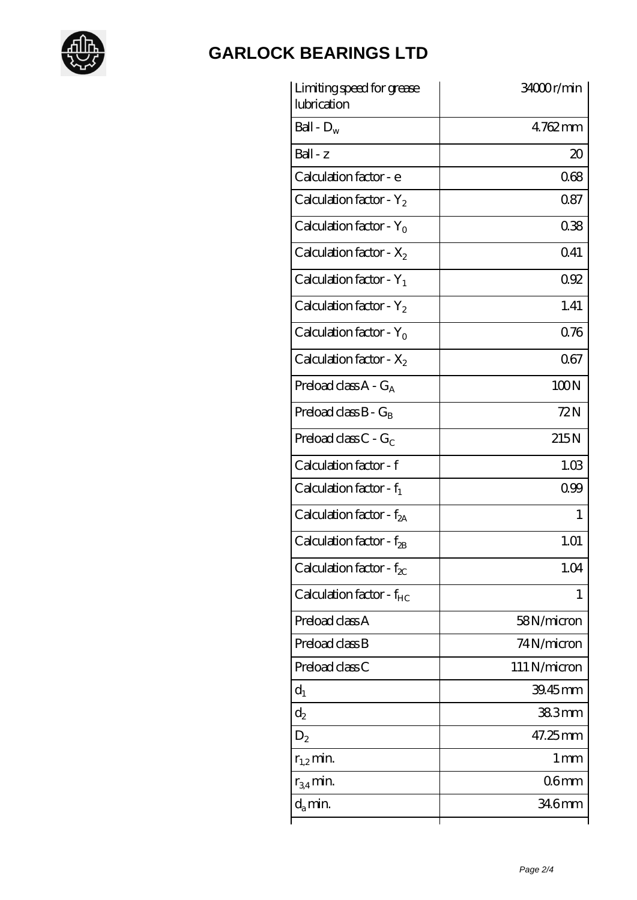# GARLOCK BEARINGS LTD

| | |
|---|---|
| Limiting speed for grease lubrication | 34000 r/min |
| Ball - $D_w$ | 4.762 mm |
| Ball - z | 20 |
| Calculation factor - e | 0.68 |
| Calculation factor - $Y_2$ | 0.87 |
| Calculation factor - $Y_0$ | 0.38 |
| Calculation factor - $X_2$ | 0.41 |
| Calculation factor - $Y_1$ | 0.92 |
| Calculation factor - $Y_2$ | 1.41 |
| Calculation factor - $Y_0$ | 0.76 |
| Calculation factor - $X_2$ | 0.67 |
| Preload class A - $G_A$ | 100 N |
| Preload class B - $G_B$ | 72 N |
| Preload class C - $G_C$ | 215 N |
| Calculation factor - f | 1.03 |
| Calculation factor - $f_1$ | 0.99 |
| Calculation factor - $f_{2A}$ | 1 |
| Calculation factor - $f_{2B}$ | 1.01 |
| Calculation factor - $f_{2C}$ | 1.04 |
| Calculation factor - $f_{HC}$ | 1 |
| Preload class A | 58 N/micron |
| Preload class B | 74 N/micron |
| Preload class C | 111 N/micron |
| $d_1$ | 39.45 mm |
| $d_2$ | 38.3 mm |
| $D_2$ | 47.25 mm |
| $r_{1,2}$ min. | 1 mm |
| $r_{3,4}$ min. | 0.6 mm |
| $d_a$ min. | 34.6 mm |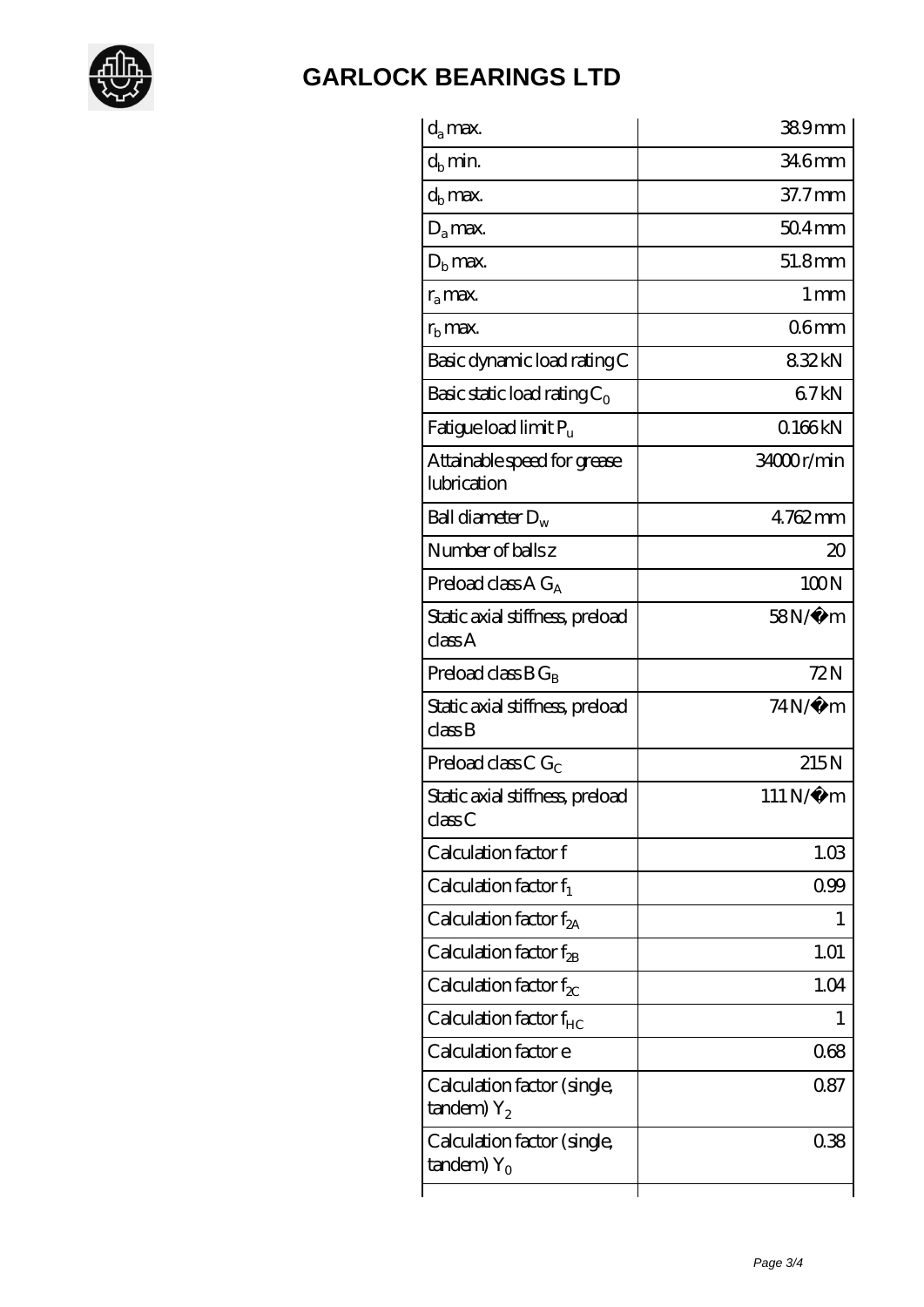# GARLOCK BEARINGS LTD

| | |
|---|---|
| $d_a$ max. | 38.9 mm |
| $d_b$ min. | 34.6 mm |
| $d_b$ max. | 37.7 mm |
| $D_a$ max. | 50.4 mm |
| $D_b$ max. | 51.8 mm |
| $r_a$ max. | 1 mm |
| $r_b$ max. | 0.6 mm |
| Basic dynamic load rating C | 8.32 kN |
| Basic static load rating $C_0$ | 6.7 kN |
| Fatigue load limit $P_u$ | 0.166 kN |
| Attainable speed for grease lubrication | 34000 r/min |
| Ball diameter $D_w$ | 4.762 mm |
| Number of balls z | 20 |
| Preload class A $G_A$ | 100 N |
| Static axial stiffness, preload class A | 58 N/�m |
| Preload class B $G_B$ | 72 N |
| Static axial stiffness, preload class B | 74 N/�m |
| Preload class C $G_C$ | 215 N |
| Static axial stiffness, preload class C | 111 N/�m |
| Calculation factor f | 1.03 |
| Calculation factor $f_1$ | 0.99 |
| Calculation factor $f_{2A}$ | 1 |
| Calculation factor $f_{2B}$ | 1.01 |
| Calculation factor $f_{2C}$ | 1.04 |
| Calculation factor $f_{HC}$ | 1 |
| Calculation factor e | 0.68 |
| Calculation factor (single, tandem) $Y_2$ | 0.87 |
| Calculation factor (single, tandem) $Y_0$ | 0.38 |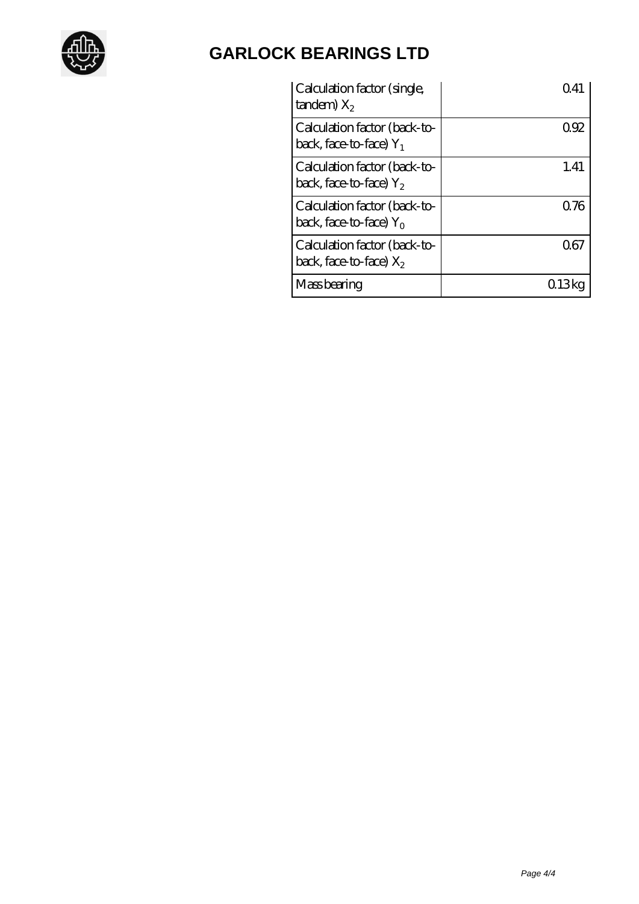| | |
|---|---|
| Calculation factor (single, tandem) $X_2$ | 0.41 |
| Calculation factor (back-to-back, face-to-face) $Y_1$ | 0.92 |
| Calculation factor (back-to-back, face-to-face) $Y_2$ | 1.41 |
| Calculation factor (back-to-back, face-to-face) $Y_0$ | 0.76 |
| Calculation factor (back-to-back, face-to-face) $X_2$ | 0.67 |
| Mass bearing | 0.13 kg |